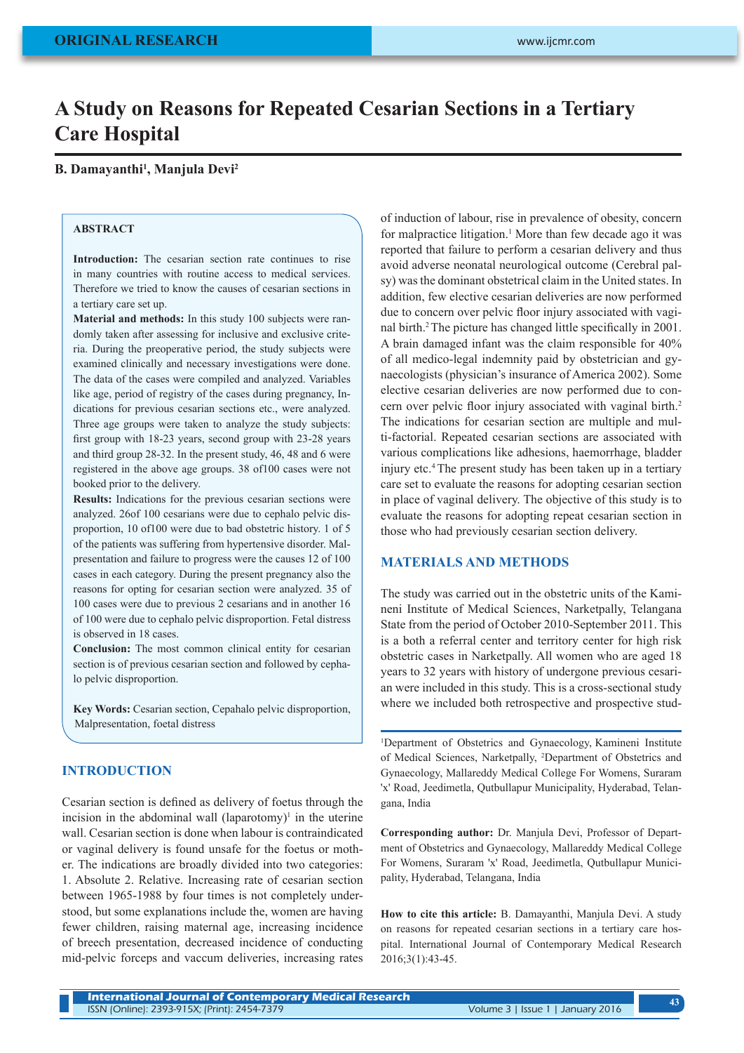# A Study on Reasons for Repeated Cesarian Sections in a Tertiary Care Hospital

**B. Damayanthi[1], Manjula Devi[2]**

### ABSTRACT

**Introduction:** The cesarian section rate continues to rise in many countries with routine access to medical services. Therefore we tried to know the causes of cesarian sections in a tertiary care set up.

**Material and methods:** In this study 100 subjects were randomly taken after assessing for inclusive and exclusive criteria. During the preoperative period, the study subjects were examined clinically and necessary investigations were done. The data of the cases were compiled and analyzed. Variables like age, period of registry of the cases during pregnancy, Indications for previous cesarian sections etc., were analyzed. Three age groups were taken to analyze the study subjects: first group with 18-23 years, second group with 23-28 years and third group 28-32. In the present study, 46, 48 and 6 were registered in the above age groups. 38 of100 cases were not booked prior to the delivery.

**Results:** Indications for the previous cesarian sections were analyzed. 26of 100 cesarians were due to cephalo pelvic disproportion, 10 of100 were due to bad obstetric history. 1 of 5 of the patients was suffering from hypertensive disorder. Malpresentation and failure to progress were the causes 12 of 100 cases in each category. During the present pregnancy also the reasons for opting for cesarian section were analyzed. 35 of 100 cases were due to previous 2 cesarians and in another 16 of 100 were due to cephalo pelvic disproportion. Fetal distress is observed in 18 cases.

**Conclusion:** The most common clinical entity for cesarian section is of previous cesarian section and followed by cephalo pelvic disproportion.

**Key Words:** Cesarian section, Cepahalo pelvic disproportion, Malpresentation, foetal distress

## INTRODUCTION

Cesarian section is defined as delivery of foetus through the incision in the abdominal wall (laparotomy)[1] in the uterine wall. Cesarian section is done when labour is contraindicated or vaginal delivery is found unsafe for the foetus or mother. The indications are broadly divided into two categories: 1. Absolute 2. Relative. Increasing rate of cesarian section between 1965-1988 by four times is not completely understood, but some explanations include the, women are having fewer children, raising maternal age, increasing incidence of breech presentation, decreased incidence of conducting mid-pelvic forceps and vaccum deliveries, increasing rates of induction of labour, rise in prevalence of obesity, concern for malpractice litigation.[1] More than few decade ago it was reported that failure to perform a cesarian delivery and thus avoid adverse neonatal neurological outcome (Cerebral palsy) was the dominant obstetrical claim in the United states. In addition, few elective cesarian deliveries are now performed due to concern over pelvic floor injury associated with vaginal birth.[2] The picture has changed little specifically in 2001. A brain damaged infant was the claim responsible for 40% of all medico-legal indemnity paid by obstetrician and gynaecologists (physician's insurance of America 2002). Some elective cesarian deliveries are now performed due to concern over pelvic floor injury associated with vaginal birth.[2] The indications for cesarian section are multiple and multi-factorial. Repeated cesarian sections are associated with various complications like adhesions, haemorrhage, bladder injury etc.[4] The present study has been taken up in a tertiary care set to evaluate the reasons for adopting cesarian section in place of vaginal delivery. The objective of this study is to evaluate the reasons for adopting repeat cesarian section in those who had previously cesarian section delivery.

## MATERIALS AND METHODS

The study was carried out in the obstetric units of the Kamineni Institute of Medical Sciences, Narketpally, Telangana State from the period of October 2010-September 2011. This is a both a referral center and territory center for high risk obstetric cases in Narketpally. All women who are aged 18 years to 32 years with history of undergone previous cesarian were included in this study. This is a cross-sectional study where we included both retrospective and prospective stud-

[1]Department of Obstetrics and Gynaecology, Kamineni Institute of Medical Sciences, Narketpally, [2]Department of Obstetrics and Gynaecology, Mallareddy Medical College For Womens, Suraram 'x' Road, Jeedimetla, Qutbullapur Municipality, Hyderabad, Telangana, India

**Corresponding author:** Dr. Manjula Devi, Professor of Department of Obstetrics and Gynaecology, Mallareddy Medical College For Womens, Suraram 'x' Road, Jeedimetla, Qutbullapur Municipality, Hyderabad, Telangana, India

**How to cite this article:** B. Damayanthi, Manjula Devi. A study on reasons for repeated cesarian sections in a tertiary care hospital. International Journal of Contemporary Medical Research 2016;3(1):43-45.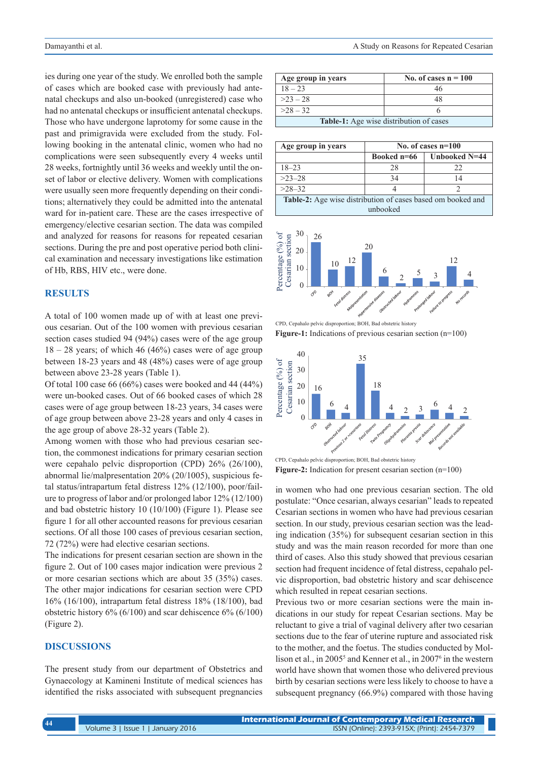ies during one year of the study. We enrolled both the sample of cases which are booked case with previously had antenatal checkups and also un-booked (unregistered) case who had no antenatal checkups or insufficient antenatal checkups. Those who have undergone laprotomy for some cause in the past and primigravida were excluded from the study. Following booking in the antenatal clinic, women who had no complications were seen subsequently every 4 weeks until 28 weeks, fortnightly until 36 weeks and weekly until the onset of labor or elective delivery. Women with complications were usually seen more frequently depending on their conditions; alternatively they could be admitted into the antenatal ward for in-patient care. These are the cases irrespective of emergency/elective cesarian section. The data was compiled and analyzed for reasons for reasons for repeated cesarian sections. During the pre and post operative period both clinical examination and necessary investigations like estimation of Hb, RBS, HIV etc., were done.

## RESULTS

A total of 100 women made up of with at least one previous cesarian. Out of the 100 women with previous cesarian section cases studied 94 (94%) cases were of the age group 18 – 28 years; of which 46 (46%) cases were of age group between 18-23 years and 48 (48%) cases were of age group between above 23-28 years (Table 1).

Of total 100 case 66 (66%) cases were booked and 44 (44%) were un-booked cases. Out of 66 booked cases of which 28 cases were of age group between 18-23 years, 34 cases were of age group between above 23-28 years and only 4 cases in the age group of above 28-32 years (Table 2).

Among women with those who had previous cesarian section, the commonest indications for primary cesarian section were cepahalo pelvic disproportion (CPD) 26% (26/100), abnormal lie/malpresentation 20% (20/1005), suspicious fetal status/intrapartum fetal distress 12% (12/100), poor/failure to progress of labor and/or prolonged labor 12% (12/100) and bad obstetric history 10 (10/100) (Figure 1). Please see figure 1 for all other accounted reasons for previous cesarian sections. Of all those 100 cases of previous cesarian section, 72 (72%) were had elective cesarian sections.

The indications for present cesarian section are shown in the figure 2. Out of 100 cases major indication were previous 2 or more cesarian sections which are about 35 (35%) cases. The other major indications for cesarian section were CPD 16% (16/100), intrapartum fetal distress 18% (18/100), bad obstetric history 6% (6/100) and scar dehiscence 6% (6/100) (Figure 2).

## DISCUSSIONS

The present study from our department of Obstetrics and Gynaecology at Kamineni Institute of medical sciences has identified the risks associated with subsequent pregnancies in women who had one previous cesarian section. The old postulate: "Once cesarian, always cesarian" leads to repeated Cesarian sections in women who have had previous cesarian section. In our study, previous cesarian section was the leading indication (35%) for subsequent cesarian section in this study and was the main reason recorded for more than one third of cases. Also this study showed that previous cesarian section had frequent incidence of fetal distress, cepahalo pelvic disproportion, bad obstetric history and scar dehiscence which resulted in repeat cesarian sections.

Previous two or more cesarian sections were the main indications in our study for repeat Cesarian sections. May be reluctant to give a trial of vaginal delivery after two cesarian sections due to the fear of uterine rupture and associated risk to the mother, and the foetus. The studies conducted by Mollison et al., in 2005[5] and Kenner et al., in 2007[6] in the western world have shown that women those who delivered previous birth by cesarian sections were less likely to choose to have a subsequent pregnancy (66.9%) compared with those having

| Age group in years | No. of cases n = 100 |
|---|---|
| 18 – 23 | 46 |
| >23 – 28 | 48 |
| >28 – 32 | 6 |

**Table-1:** Age wise distribution of cases

| Age group in years | No. of cases n=100 | |
|---|---|---|
| | Booked n=66 | Unbooked N=44 |
| 18–23 | 28 | 22 |
| >23–28 | 34 | 14 |
| >28–32 | 4 | 2 |

**Table-2:** Age wise distribution of cases based om booked and unbooked

| Indication | Percentage (%) of Cesarian section |
|---|---|
| CPD | 26 |
| BOH | 10 |
| Fetal distress | 12 |
| Malpresentation | 20 |
| Hypertensive diseases | 6 |
| Obstructed labour | 2 |
| Hydramnios | 5 |
| Prolonged labour | 3 |
| Failure to progress | 12 |
| No records | 4 |

CPD, Cepahalo pelvic disproportion; BOH, Bad obstetric history

**Figure-1:** Indications of previous cesarian section (n=100)

| Indication | Percentage (%) of Cesarian section |
|---|---|
| CPD | 16 |
| BOH | 6 |
| Obstructed labour | 4 |
| Previous 2 or >cesarians | 35 |
| Fetal Distress | 18 |
| Twin Pregnancy | 4 |
| Oligohydramnios | 2 |
| Placenta previa | 3 |
| Scar dehiscence | 6 |
| Mal presentation | 4 |
| Records not available | 2 |

CPD, Cepahalo pelvic disproportion; BOH, Bad obstetric history

**Figure-2:** Indication for present cesarian section (n=100)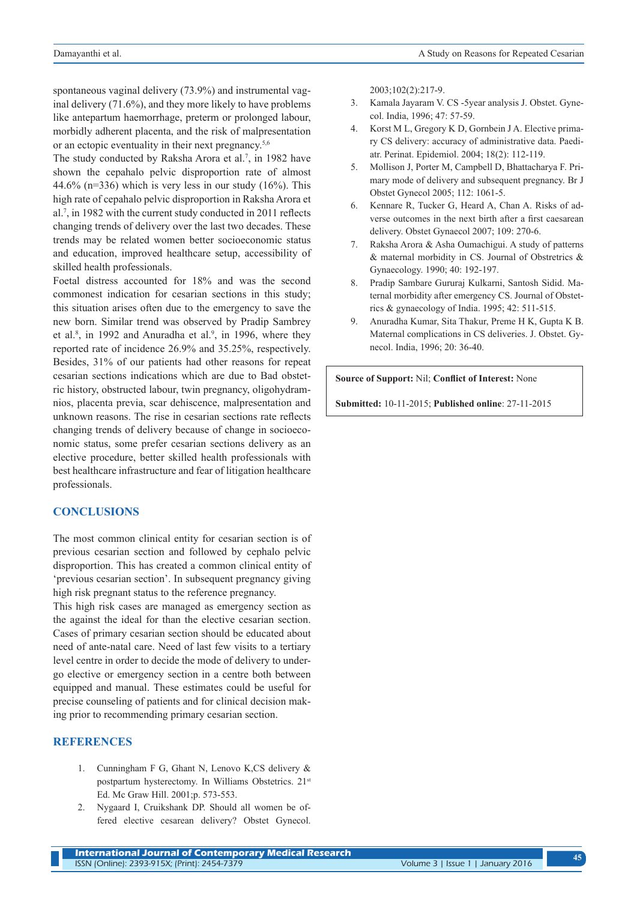spontaneous vaginal delivery (73.9%) and instrumental vaginal delivery (71.6%), and they more likely to have problems like antepartum haemorrhage, preterm or prolonged labour, morbidly adherent placenta, and the risk of malpresentation or an ectopic eventuality in their next pregnancy.[5,6]

The study conducted by Raksha Arora et al.[7], in 1982 have shown the cepahalo pelvic disproportion rate of almost 44.6% (n=336) which is very less in our study (16%). This high rate of cepahalo pelvic disproportion in Raksha Arora et al.[7], in 1982 with the current study conducted in 2011 reflects changing trends of delivery over the last two decades. These trends may be related women better socioeconomic status and education, improved healthcare setup, accessibility of skilled health professionals.

Foetal distress accounted for 18% and was the second commonest indication for cesarian sections in this study; this situation arises often due to the emergency to save the new born. Similar trend was observed by Pradip Sambrey et al.[8], in 1992 and Anuradha et al.[9], in 1996, where they reported rate of incidence 26.9% and 35.25%, respectively. Besides, 31% of our patients had other reasons for repeat cesarian sections indications which are due to Bad obstetric history, obstructed labour, twin pregnancy, oligohydramnios, placenta previa, scar dehiscence, malpresentation and unknown reasons. The rise in cesarian sections rate reflects changing trends of delivery because of change in socioeconomic status, some prefer cesarian sections delivery as an elective procedure, better skilled health professionals with best healthcare infrastructure and fear of litigation healthcare professionals.

## CONCLUSIONS

The most common clinical entity for cesarian section is of previous cesarian section and followed by cephalo pelvic disproportion. This has created a common clinical entity of 'previous cesarian section'. In subsequent pregnancy giving high risk pregnant status to the reference pregnancy.

This high risk cases are managed as emergency section as the against the ideal for than the elective cesarian section. Cases of primary cesarian section should be educated about need of ante-natal care. Need of last few visits to a tertiary level centre in order to decide the mode of delivery to undergo elective or emergency section in a centre both between equipped and manual. These estimates could be useful for precise counseling of patients and for clinical decision making prior to recommending primary cesarian section.

## REFERENCES

1. Cunningham F G, Ghant N, Lenovo K,CS delivery & postpartum hysterectomy. In Williams Obstetrics. 21st Ed. Mc Graw Hill. 2001;p. 573-553.
2. Nygaard I, Cruikshank DP. Should all women be offered elective cesarean delivery? Obstet Gynecol. 2003;102(2):217-9.
3. Kamala Jayaram V. CS -5year analysis J. Obstet. Gynecol. India, 1996; 47: 57-59.
4. Korst M L, Gregory K D, Gornbein J A. Elective primary CS delivery: accuracy of administrative data. Paediatr. Perinat. Epidemiol. 2004; 18(2): 112-119.
5. Mollison J, Porter M, Campbell D, Bhattacharya F. Primary mode of delivery and subsequent pregnancy. Br J Obstet Gynecol 2005; 112: 1061-5.
6. Kennare R, Tucker G, Heard A, Chan A. Risks of adverse outcomes in the next birth after a first caesarean delivery. Obstet Gynaecol 2007; 109: 270-6.
7. Raksha Arora & Asha Oumachigui. A study of patterns & maternal morbidity in CS. Journal of Obstretrics & Gynaecology. 1990; 40: 192-197.
8. Pradip Sambare Gururaj Kulkarni, Santosh Sidid. Maternal morbidity after emergency CS. Journal of Obstetrics & gynaecology of India. 1995; 42: 511-515.
9. Anuradha Kumar, Sita Thakur, Preme H K, Gupta K B. Maternal complications in CS deliveries. J. Obstet. Gynecol. India, 1996; 20: 36-40.

**Source of Support:** Nil; **Conflict of Interest:** None

**Submitted:** 10-11-2015; **Published online**: 27-11-2015